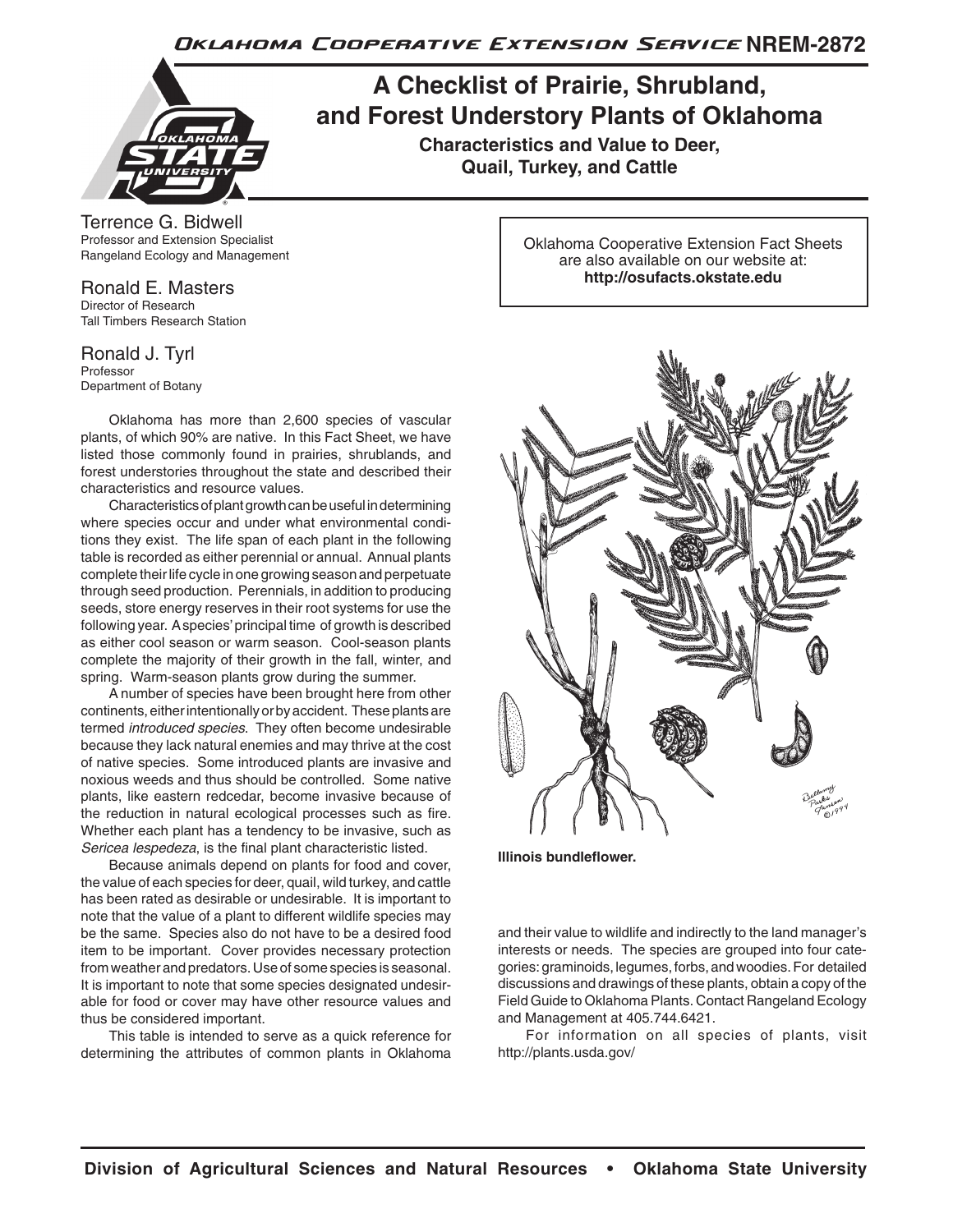Oklahoma Cooperative Extension Service NREM-2872

# A Checklist of Prairie, Shrubland, and Forest Understory Plants of Oklahoma

### Characteristics and Value to Deer, Quail, Turkey, and Cattle

Terrence G. Bidwell
Professor and Extension Specialist
Rangeland Ecology and Management

Ronald E. Masters
Director of Research
Tall Timbers Research Station

Ronald J. Tyrl
Professor
Department of Botany

Oklahoma Cooperative Extension Fact Sheets are also available on our website at: **http://osufacts.okstate.edu**

Oklahoma has more than 2,600 species of vascular plants, of which 90% are native. In this Fact Sheet, we have listed those commonly found in prairies, shrublands, and forest understories throughout the state and described their characteristics and resource values.

Characteristics of plant growth can be useful in determining where species occur and under what environmental conditions they exist. The life span of each plant in the following table is recorded as either perennial or annual. Annual plants complete their life cycle in one growing season and perpetuate through seed production. Perennials, in addition to producing seeds, store energy reserves in their root systems for use the following year. A species' principal time of growth is described as either cool season or warm season. Cool-season plants complete the majority of their growth in the fall, winter, and spring. Warm-season plants grow during the summer.

A number of species have been brought here from other continents, either intentionally or by accident. These plants are termed *introduced species*. They often become undesirable because they lack natural enemies and may thrive at the cost of native species. Some introduced plants are invasive and noxious weeds and thus should be controlled. Some native plants, like eastern redcedar, become invasive because of the reduction in natural ecological processes such as fire. Whether each plant has a tendency to be invasive, such as *Sericea lespedeza*, is the final plant characteristic listed.

Because animals depend on plants for food and cover, the value of each species for deer, quail, wild turkey, and cattle has been rated as desirable or undesirable. It is important to note that the value of a plant to different wildlife species may be the same. Species also do not have to be a desired food item to be important. Cover provides necessary protection from weather and predators. Use of some species is seasonal. It is important to note that some species designated undesirable for food or cover may have other resource values and thus be considered important.

This table is intended to serve as a quick reference for determining the attributes of common plants in Oklahoma and their value to wildlife and indirectly to the land manager's interests or needs. The species are grouped into four categories: graminoids, legumes, forbs, and woodies. For detailed discussions and drawings of these plants, obtain a copy of the Field Guide to Oklahoma Plants. Contact Rangeland Ecology and Management at 405.744.6421.

For information on all species of plants, visit http://plants.usda.gov/

**Illinois bundleflower.**

Division of Agricultural Sciences and Natural Resources • Oklahoma State University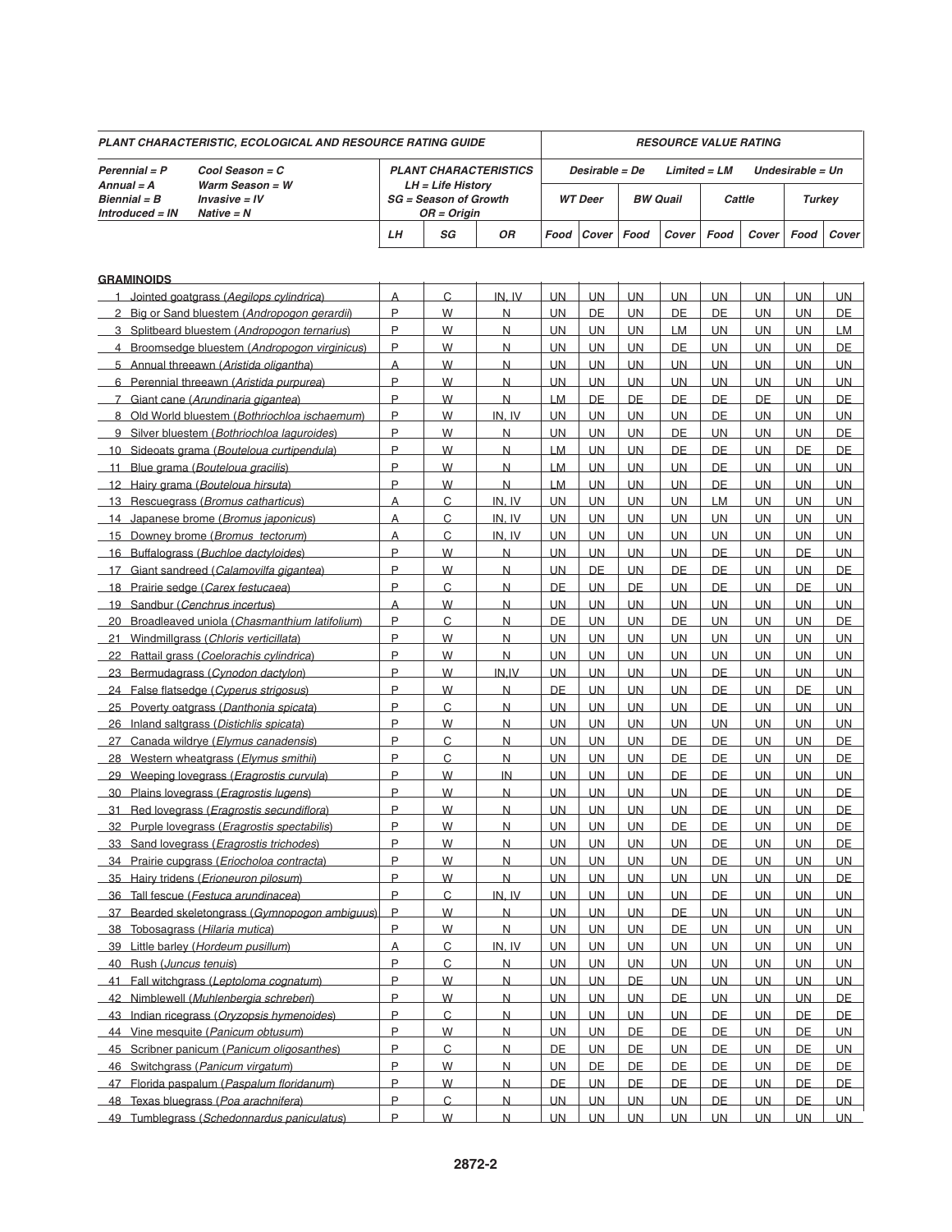| PLANT CHARACTERISTIC, ECOLOGICAL AND RESOURCE RATING GUIDE | | | | RESOURCE VALUE RATING | | | | | | | |
|---|---|---|---|---|---|---|---|---|---|---|---|
| Perennial = P; Annual = A; Biennial = B; Introduced = IN; Cool Season = C; Warm Season = W; Invasive = IV; Native = N | PLANT CHARACTERISTICS LH = Life History SG = Season of Growth OR = Origin | | | Desirable = De Limited = LM Undesirable = Un | | | | | | | |
| | | | | WT Deer | | BW Quail | | Cattle | | Turkey | |
| | LH | SG | OR | Food | Cover | Food | Cover | Food | Cover | Food | Cover |
| **GRAMINOIDS** | | | | | | | | | | | |
| 1 Jointed goatgrass (*Aegilops cylindrica*) | A | C | IN, IV | UN | UN | UN | UN | UN | UN | UN | UN |
| 2 Big or Sand bluestem (*Andropogon gerardii*) | P | W | N | UN | DE | UN | DE | DE | UN | UN | DE |
| 3 Splitbeard bluestem (*Andropogon ternarius*) | P | W | N | UN | UN | UN | LM | UN | UN | UN | LM |
| 4 Broomsedge bluestem (*Andropogon virginicus*) | P | W | N | UN | UN | UN | DE | UN | UN | UN | DE |
| 5 Annual threeawn (*Aristida oligantha*) | A | W | N | UN | UN | UN | UN | UN | UN | UN | UN |
| 6 Perennial threeawn (*Aristida purpurea*) | P | W | N | UN | UN | UN | UN | UN | UN | UN | UN |
| 7 Giant cane (*Arundinaria gigantea*) | P | W | N | LM | DE | DE | DE | DE | DE | UN | DE |
| 8 Old World bluestem (*Bothriochloa ischaemum*) | P | W | IN, IV | UN | UN | UN | UN | DE | UN | UN | UN |
| 9 Silver bluestem (*Bothriochloa laguroides*) | P | W | N | UN | UN | UN | DE | UN | UN | UN | DE |
| 10 Sideoats grama (*Bouteloua curtipendula*) | P | W | N | LM | UN | UN | DE | DE | UN | DE | DE |
| 11 Blue grama (*Bouteloua gracilis*) | P | W | N | LM | UN | UN | UN | DE | UN | UN | UN |
| 12 Hairy grama (*Bouteloua hirsuta*) | P | W | N | LM | UN | UN | UN | DE | UN | UN | UN |
| 13 Rescuegrass (*Bromus catharticus*) | A | C | IN, IV | UN | UN | UN | UN | LM | UN | UN | UN |
| 14 Japanese brome (*Bromus japonicus*) | A | C | IN, IV | UN | UN | UN | UN | UN | UN | UN | UN |
| 15 Downey brome (*Bromus tectorum*) | A | C | IN, IV | UN | UN | UN | UN | UN | UN | UN | UN |
| 16 Buffalograss (*Buchloe dactyloides*) | P | W | N | UN | UN | UN | UN | DE | UN | DE | UN |
| 17 Giant sandreed (*Calamovilfa gigantea*) | P | W | N | UN | DE | UN | DE | DE | UN | UN | DE |
| 18 Prairie sedge (*Carex festucaea*) | P | C | N | DE | UN | DE | UN | DE | UN | DE | UN |
| 19 Sandbur (*Cenchrus incertus*) | A | W | N | UN | UN | UN | UN | UN | UN | UN | UN |
| 20 Broadleaved uniola (*Chasmanthium latifolium*) | P | C | N | DE | UN | UN | DE | UN | UN | UN | DE |
| 21 Windmillgrass (*Chloris verticillata*) | P | W | N | UN | UN | UN | UN | UN | UN | UN | UN |
| 22 Rattail grass (*Coelorachis cylindrica*) | P | W | N | UN | UN | UN | UN | UN | UN | UN | UN |
| 23 Bermudagrass (*Cynodon dactylon*) | P | W | IN,IV | UN | UN | UN | UN | DE | UN | UN | UN |
| 24 False flatsedge (*Cyperus strigosus*) | P | W | N | DE | UN | UN | UN | DE | UN | DE | UN |
| 25 Poverty oatgrass (*Danthonia spicata*) | P | C | N | UN | UN | UN | UN | DE | UN | UN | UN |
| 26 Inland saltgrass (*Distichlis spicata*) | P | W | N | UN | UN | UN | UN | UN | UN | UN | UN |
| 27 Canada wildrye (*Elymus canadensis*) | P | C | N | UN | UN | UN | DE | DE | UN | UN | DE |
| 28 Western wheatgrass (*Elymus smithii*) | P | C | N | UN | UN | UN | DE | DE | UN | UN | DE |
| 29 Weeping lovegrass (*Eragrostis curvula*) | P | W | IN | UN | UN | UN | DE | DE | UN | UN | UN |
| 30 Plains lovegrass (*Eragrostis lugens*) | P | W | N | UN | UN | UN | UN | DE | UN | UN | DE |
| 31 Red lovegrass (*Eragrostis secundiflora*) | P | W | N | UN | UN | UN | UN | DE | UN | UN | DE |
| 32 Purple lovegrass (*Eragrostis spectabilis*) | P | W | N | UN | UN | UN | DE | DE | UN | UN | DE |
| 33 Sand lovegrass (*Eragrostis trichodes*) | P | W | N | UN | UN | UN | UN | DE | UN | UN | DE |
| 34 Prairie cupgrass (*Eriocholoa contracta*) | P | W | N | UN | UN | UN | UN | DE | UN | UN | UN |
| 35 Hairy tridens (*Erioneuron pilosum*) | P | W | N | UN | UN | UN | UN | UN | UN | UN | DE |
| 36 Tall fescue (*Festuca arundinacea*) | P | C | IN, IV | UN | UN | UN | UN | DE | UN | UN | UN |
| 37 Bearded skeletongrass (*Gymnopogon ambiguus*) | P | W | N | UN | UN | UN | DE | UN | UN | UN | UN |
| 38 Tobosagrass (*Hilaria mutica*) | P | W | N | UN | UN | UN | DE | UN | UN | UN | UN |
| 39 Little barley (*Hordeum pusillum*) | A | C | IN, IV | UN | UN | UN | UN | UN | UN | UN | UN |
| 40 Rush (*Juncus tenuis*) | P | C | N | UN | UN | UN | UN | UN | UN | UN | UN |
| 41 Fall witchgrass (*Leptoloma cognatum*) | P | W | N | UN | UN | DE | UN | UN | UN | UN | UN |
| 42 Nimblewell (*Muhlenbergia schreberi*) | P | W | N | UN | UN | UN | DE | UN | UN | UN | DE |
| 43 Indian ricegrass (*Oryzopsis hymenoides*) | P | C | N | UN | UN | UN | UN | DE | UN | DE | DE |
| 44 Vine mesquite (*Panicum obtusum*) | P | W | N | UN | UN | DE | DE | DE | UN | DE | UN |
| 45 Scribner panicum (*Panicum oligosanthes*) | P | C | N | DE | UN | DE | UN | DE | UN | DE | UN |
| 46 Switchgrass (*Panicum virgatum*) | P | W | N | UN | DE | DE | DE | DE | UN | DE | DE |
| 47 Florida paspalum (*Paspalum floridanum*) | P | W | N | DE | UN | DE | DE | DE | UN | DE | DE |
| 48 Texas bluegrass (*Poa arachnifera*) | P | C | N | UN | UN | UN | UN | DE | UN | DE | UN |
| 49 Tumblegrass (*Schedonnardus paniculatus*) | P | W | N | UN | UN | UN | UN | UN | UN | UN | UN |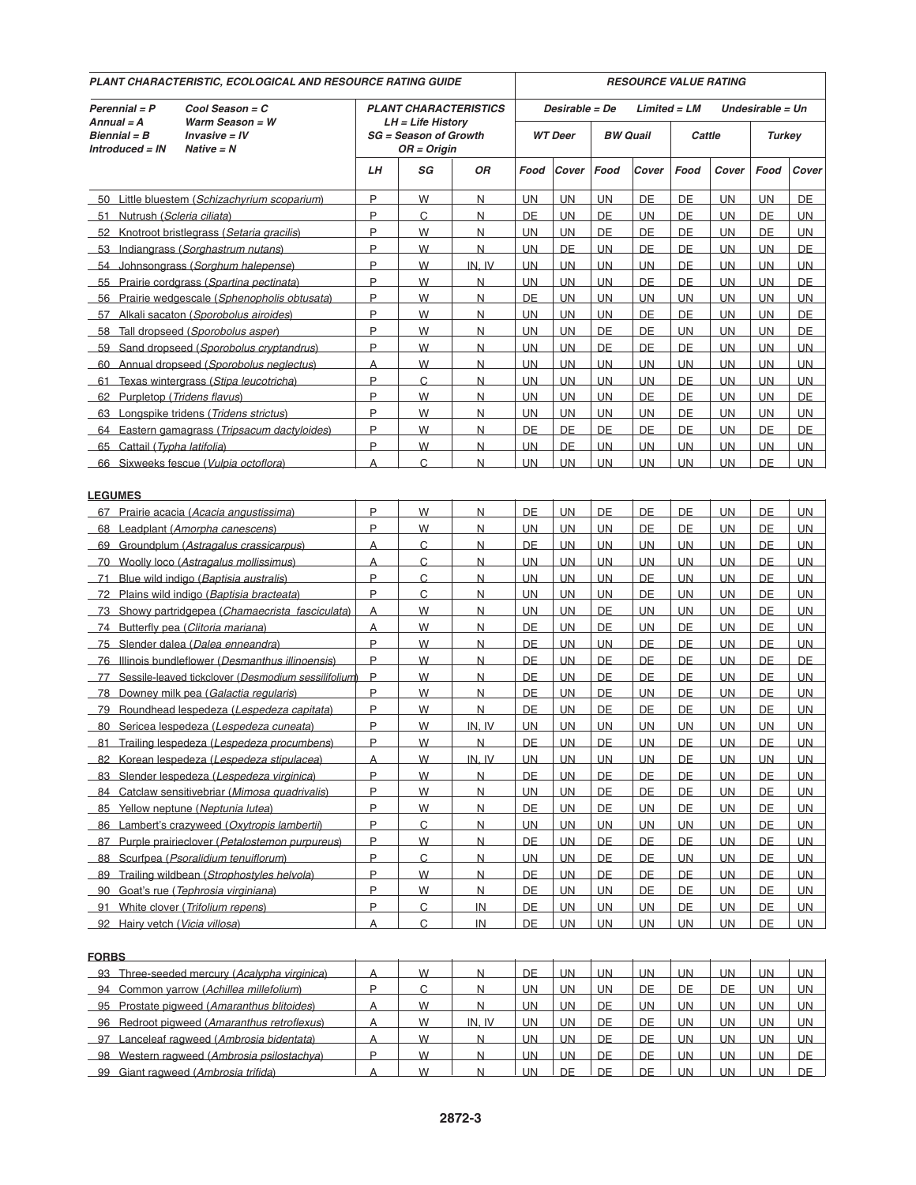| PLANT CHARACTERISTIC, ECOLOGICAL AND RESOURCE RATING GUIDE | | | | RESOURCE VALUE RATING | | | | | | | |
|---|---|---|---|---|---|---|---|---|---|---|---|
| Perennial = P; Annual = A; Biennial = B; Introduced = IN; Cool Season = C; Warm Season = W; Invasive = IV; Native = N | PLANT CHARACTERISTICS LH = Life History SG = Season of Growth OR = Origin | | | Desirable = De Limited = LM Undesirable = Un | | | | | | | |
| | | | | WT Deer | | BW Quail | | Cattle | | Turkey | |
| | LH | SG | OR | Food | Cover | Food | Cover | Food | Cover | Food | Cover |
| 50 Little bluestem (*Schizachyrium scoparium*) | P | W | N | UN | UN | UN | DE | DE | UN | UN | DE |
| 51 Nutrush (*Scleria ciliata*) | P | C | N | DE | UN | DE | UN | DE | UN | DE | UN |
| 52 Knotroot bristlegrass (*Setaria gracilis*) | P | W | N | UN | UN | DE | DE | DE | UN | DE | UN |
| 53 Indiangrass (*Sorghastrum nutans*) | P | W | N | UN | DE | UN | DE | DE | UN | UN | DE |
| 54 Johnsongrass (*Sorghum halepense*) | P | W | IN, IV | UN | UN | UN | UN | DE | UN | UN | UN |
| 55 Prairie cordgrass (*Spartina pectinata*) | P | W | N | UN | UN | UN | DE | DE | UN | UN | DE |
| 56 Prairie wedgescale (*Sphenopholis obtusata*) | P | W | N | DE | UN | UN | UN | UN | UN | UN | UN |
| 57 Alkali sacaton (*Sporobolus airoides*) | P | W | N | UN | UN | UN | DE | DE | UN | UN | DE |
| 58 Tall dropseed (*Sporobolus asper*) | P | W | N | UN | UN | UN | DE | DE | UN | UN | DE |
| 59 Sand dropseed (*Sporobolus cryptandrus*) | P | W | N | UN | UN | DE | DE | DE | UN | UN | UN |
| 60 Annual dropseed (*Sporobolus neglectus*) | A | W | N | UN | UN | UN | UN | UN | UN | UN | UN |
| 61 Texas wintergrass (*Stipa leucotricha*) | P | C | N | UN | UN | UN | UN | DE | UN | UN | UN |
| 62 Purpletop (*Tridens flavus*) | P | W | N | UN | UN | UN | DE | DE | UN | UN | DE |
| 63 Longspike tridens (*Tridens strictus*) | P | W | N | UN | UN | UN | UN | DE | UN | UN | UN |
| 64 Eastern gamagrass (*Tripsacum dactyloides*) | P | W | N | DE | DE | DE | DE | DE | UN | DE | DE |
| 65 Cattail (*Typha latifolia*) | P | W | N | UN | DE | UN | UN | UN | UN | UN | UN |
| 66 Sixweeks fescue (*Vulpia octoflora*) | A | C | N | UN | UN | UN | UN | UN | UN | DE | UN |
| **LEGUMES** | | | | | | | | | | | |
| 67 Prairie acacia (*Acacia angustissima*) | P | W | N | DE | UN | DE | DE | DE | UN | DE | UN |
| 68 Leadplant (*Amorpha canescens*) | P | W | N | UN | UN | UN | DE | DE | UN | DE | UN |
| 69 Groundplum (*Astragalus crassicarpus*) | A | C | N | DE | UN | UN | UN | UN | UN | DE | UN |
| 70 Woolly loco (*Astragalus mollissimus*) | A | C | N | UN | UN | UN | UN | UN | UN | DE | UN |
| 71 Blue wild indigo (*Baptisia australis*) | P | C | N | UN | UN | UN | DE | UN | UN | DE | UN |
| 72 Plains wild indigo (*Baptisia bracteata*) | P | C | N | UN | UN | UN | DE | UN | UN | DE | UN |
| 73 Showy partridgepea (*Chamaecrista fasciculata*) | A | W | N | UN | UN | DE | UN | UN | UN | DE | UN |
| 74 Butterfly pea (*Clitoria mariana*) | A | W | N | DE | UN | DE | UN | DE | UN | DE | UN |
| 75 Slender dalea (*Dalea enneandra*) | P | W | N | DE | UN | UN | UN | DE | UN | DE | UN |
| 76 Illinois bundleflower (*Desmanthus illinoensis*) | P | W | N | DE | UN | DE | DE | DE | UN | DE | DE |
| 77 Sessile-leaved tickclover (*Desmodium sessilifolium*) | P | W | N | DE | UN | DE | DE | DE | UN | DE | UN |
| 78 Downey milk pea (*Galactia regularis*) | P | W | N | DE | UN | DE | UN | DE | UN | DE | UN |
| 79 Roundhead lespedeza (*Lespedeza capitata*) | P | W | N | DE | UN | DE | DE | DE | UN | DE | UN |
| 80 Sericea lespedeza (*Lespedeza cuneata*) | P | W | IN, IV | UN | UN | UN | UN | UN | UN | UN | UN |
| 81 Trailing lespedeza (*Lespedeza procumbens*) | P | W | N | DE | UN | DE | UN | DE | UN | DE | UN |
| 82 Korean lespedeza (*Lespedeza stipulacea*) | A | W | IN, IV | UN | UN | UN | UN | DE | UN | UN | UN |
| 83 Slender lespedeza (*Lespedeza virginica*) | P | W | N | DE | UN | DE | DE | DE | UN | DE | UN |
| 84 Catclaw sensitivebriar (*Mimosa quadrivalis*) | P | W | N | UN | UN | DE | DE | DE | UN | DE | UN |
| 85 Yellow neptune (*Neptunia lutea*) | P | W | N | DE | UN | DE | UN | DE | UN | DE | UN |
| 86 Lambert's crazyweed (*Oxytropis lambertii*) | P | C | N | UN | UN | UN | UN | UN | UN | DE | UN |
| 87 Purple prairieclover (*Petalostemon purpureus*) | P | W | N | DE | UN | DE | DE | DE | UN | DE | UN |
| 88 Scurfpea (*Psoralidium tenuiflorum*) | P | C | N | UN | UN | DE | DE | UN | UN | DE | UN |
| 89 Trailing wildbean (*Strophostyles helvola*) | P | W | N | DE | UN | DE | DE | DE | UN | DE | UN |
| 90 Goat's rue (*Tephrosia virginiana*) | P | W | N | DE | UN | UN | DE | UN | UN | DE | UN |
| 91 White clover (*Trifolium repens*) | P | C | IN | DE | UN | UN | UN | DE | UN | DE | UN |
| 92 Hairy vetch (*Vicia villosa*) | A | C | IN | DE | UN | UN | UN | UN | UN | DE | UN |
| **FORBS** | | | | | | | | | | | |
| 93 Three-seeded mercury (*Acalypha virginica*) | A | W | N | DE | UN | UN | UN | UN | UN | UN | UN |
| 94 Common yarrow (*Achillea millefolium*) | P | C | N | UN | UN | UN | DE | DE | DE | UN | UN |
| 95 Prostate pigweed (*Amaranthus blitoides*) | A | W | N | UN | UN | DE | UN | UN | UN | UN | UN |
| 96 Redroot pigweed (*Amaranthus retroflexus*) | A | W | IN, IV | UN | UN | DE | DE | UN | UN | UN | UN |
| 97 Lanceleaf ragweed (*Ambrosia bidentata*) | A | W | N | UN | UN | DE | DE | UN | UN | UN | UN |
| 98 Western ragweed (*Ambrosia psilostachya*) | P | W | N | UN | UN | DE | DE | UN | UN | UN | DE |
| 99 Giant ragweed (*Ambrosia trifida*) | A | W | N | UN | DE | DE | DE | UN | UN | UN | DE |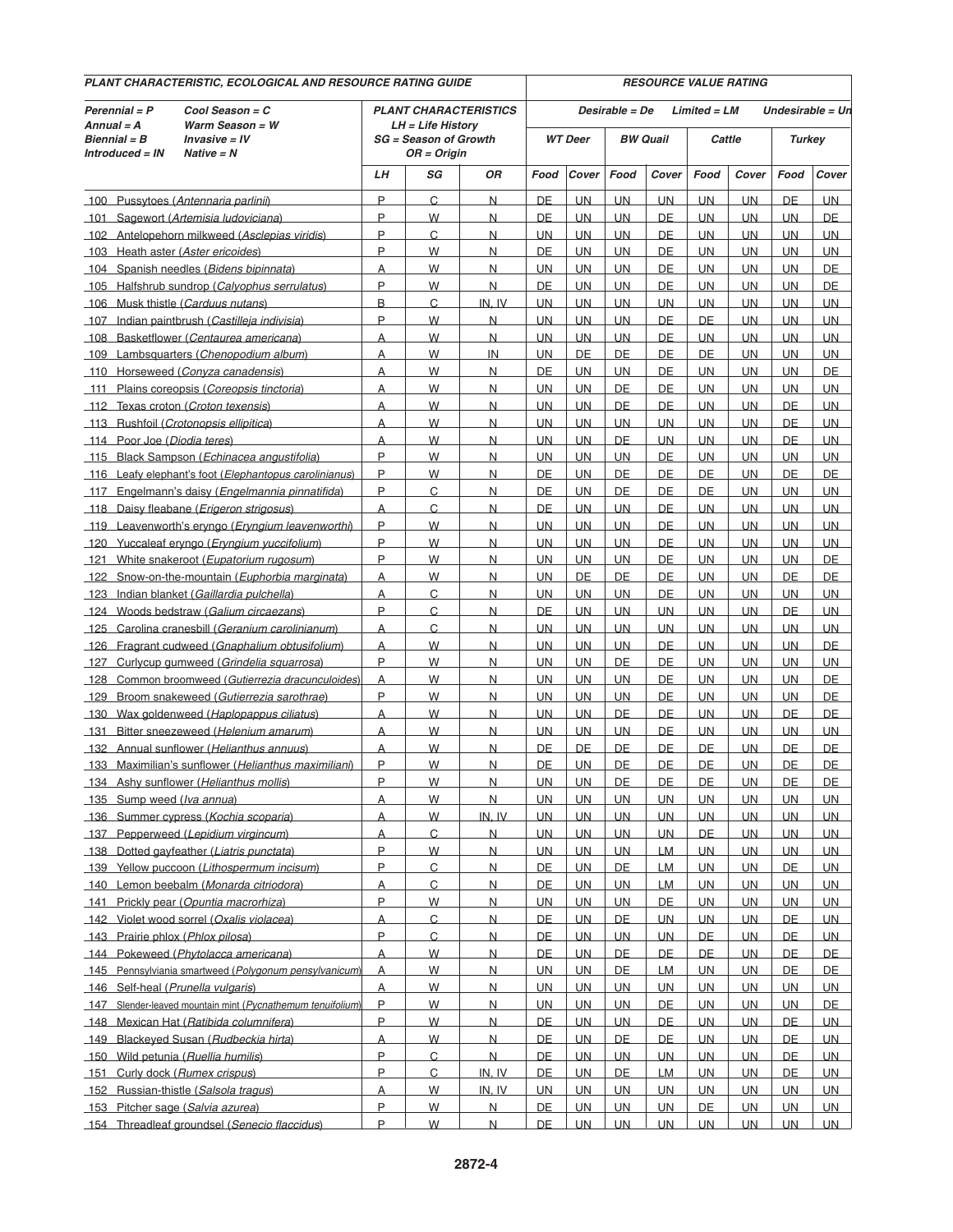| PLANT CHARACTERISTIC, ECOLOGICAL AND RESOURCE RATING GUIDE | | | | RESOURCE VALUE RATING | | | | | | | |
|---|---|---|---|---|---|---|---|---|---|---|---|
| Perennial = P Cool Season = C Annual = A Warm Season = W Biennial = B Invasive = IV Introduced = IN Native = N | PLANT CHARACTERISTICS LH = Life History SG = Season of Growth OR = Origin | | | Desirable = De Limited = LM Undesirable = Un | | | | | | | |
| | | | | WT Deer | | BW Quail | | Cattle | | Turkey | |
| | LH | SG | OR | Food | Cover | Food | Cover | Food | Cover | Food | Cover |
| 100 Pussytoes (*Antennaria parlinii*) | P | C | N | DE | UN | UN | UN | UN | UN | DE | UN |
| 101 Sagewort (*Artemisia ludoviciana*) | P | W | N | DE | UN | UN | DE | UN | UN | UN | DE |
| 102 Antelopehorn milkweed (*Asclepias viridis*) | P | C | N | UN | UN | UN | DE | UN | UN | UN | UN |
| 103 Heath aster (*Aster ericoides*) | P | W | N | DE | UN | UN | DE | UN | UN | UN | UN |
| 104 Spanish needles (*Bidens bipinnata*) | A | W | N | UN | UN | UN | DE | UN | UN | UN | DE |
| 105 Halfshrub sundrop (*Calyophus serrulatus*) | P | W | N | DE | UN | UN | DE | UN | UN | UN | DE |
| 106 Musk thistle (*Carduus nutans*) | B | C | IN, IV | UN | UN | UN | UN | UN | UN | UN | UN |
| 107 Indian paintbrush (*Castilleja indivisia*) | P | W | N | UN | UN | UN | DE | DE | UN | UN | UN |
| 108 Basketflower (*Centaurea americana*) | A | W | N | UN | UN | UN | DE | UN | UN | UN | UN |
| 109 Lambsquarters (*Chenopodium album*) | A | W | IN | UN | DE | DE | DE | DE | UN | UN | UN |
| 110 Horseweed (*Conyza canadensis*) | A | W | N | DE | UN | UN | DE | UN | UN | UN | DE |
| 111 Plains coreopsis (*Coreopsis tinctoria*) | A | W | N | UN | UN | DE | DE | UN | UN | UN | UN |
| 112 Texas croton (*Croton texensis*) | A | W | N | UN | UN | DE | DE | UN | UN | DE | UN |
| 113 Rushfoil (*Crotonopsis ellipitica*) | A | W | N | UN | UN | UN | UN | UN | UN | DE | UN |
| 114 Poor Joe (*Diodia teres*) | A | W | N | UN | UN | DE | UN | UN | UN | DE | UN |
| 115 Black Sampson (*Echinacea angustifolia*) | P | W | N | UN | UN | UN | DE | UN | UN | UN | UN |
| 116 Leafy elephant's foot (*Elephantopus carolinianus*) | P | W | N | DE | UN | DE | DE | DE | UN | DE | DE |
| 117 Engelmann's daisy (*Engelmannia pinnatifida*) | P | C | N | DE | UN | DE | DE | DE | UN | UN | UN |
| 118 Daisy fleabane (*Erigeron strigosus*) | A | C | N | DE | UN | UN | DE | UN | UN | UN | UN |
| 119 Leavenworth's eryngo (*Eryngium leavenworthi*) | P | W | N | UN | UN | UN | DE | UN | UN | UN | UN |
| 120 Yuccaleaf eryngo (*Eryngium yuccifolium*) | P | W | N | UN | UN | UN | DE | UN | UN | UN | UN |
| 121 White snakeroot (*Eupatorium rugosum*) | P | W | N | UN | UN | UN | DE | UN | UN | UN | DE |
| 122 Snow-on-the-mountain (*Euphorbia marginata*) | A | W | N | UN | DE | DE | DE | UN | UN | DE | DE |
| 123 Indian blanket (*Gaillardia pulchella*) | A | C | N | UN | UN | UN | DE | UN | UN | UN | UN |
| 124 Woods bedstraw (*Galium circaezans*) | P | C | N | DE | UN | UN | UN | UN | UN | DE | UN |
| 125 Carolina cranesbill (*Geranium carolinianum*) | A | C | N | UN | UN | UN | UN | UN | UN | UN | UN |
| 126 Fragrant cudweed (*Gnaphalium obtusifolium*) | A | W | N | UN | UN | UN | DE | UN | UN | UN | DE |
| 127 Curlycup gumweed (*Grindelia squarrosa*) | P | W | N | UN | UN | DE | DE | UN | UN | UN | UN |
| 128 Common broomweed (*Gutierrezia dracunculoides*) | A | W | N | UN | UN | UN | DE | UN | UN | UN | DE |
| 129 Broom snakeweed (*Gutierrezia sarothrae*) | P | W | N | UN | UN | UN | DE | UN | UN | UN | DE |
| 130 Wax goldenweed (*Haplopappus ciliatus*) | A | W | N | UN | UN | DE | DE | UN | UN | DE | DE |
| 131 Bitter sneezeweed (*Helenium amarum*) | A | W | N | UN | UN | UN | DE | UN | UN | UN | UN |
| 132 Annual sunflower (*Helianthus annuus*) | A | W | N | DE | DE | DE | DE | DE | UN | DE | DE |
| 133 Maximilian's sunflower (*Helianthus maximiliani*) | P | W | N | DE | UN | DE | DE | DE | UN | DE | DE |
| 134 Ashy sunflower (*Helianthus mollis*) | P | W | N | UN | UN | DE | DE | DE | UN | DE | DE |
| 135 Sump weed (*Iva annua*) | A | W | N | UN | UN | UN | UN | UN | UN | UN | UN |
| 136 Summer cypress (*Kochia scoparia*) | A | W | IN, IV | UN | UN | UN | UN | UN | UN | UN | UN |
| 137 Pepperweed (*Lepidium virgincum*) | A | C | N | UN | UN | UN | UN | DE | UN | UN | UN |
| 138 Dotted gayfeather (*Liatris punctata*) | P | W | N | UN | UN | UN | LM | UN | UN | UN | UN |
| 139 Yellow puccoon (*Lithospermum incisum*) | P | C | N | DE | UN | DE | LM | UN | UN | DE | UN |
| 140 Lemon beebalm (*Monarda citriodora*) | A | C | N | DE | UN | UN | LM | UN | UN | UN | UN |
| 141 Prickly pear (*Opuntia macrorhiza*) | P | W | N | UN | UN | UN | DE | UN | UN | UN | UN |
| 142 Violet wood sorrel (*Oxalis violacea*) | A | C | N | DE | UN | DE | UN | UN | UN | DE | UN |
| 143 Prairie phlox (*Phlox pilosa*) | P | C | N | DE | UN | UN | UN | DE | UN | DE | UN |
| 144 Pokeweed (*Phytolacca americana*) | A | W | N | DE | UN | DE | DE | DE | UN | DE | DE |
| 145 Pennsylviania smartweed (*Polygonum pensylvanicum*) | A | W | N | UN | UN | DE | LM | UN | UN | DE | DE |
| 146 Self-heal (*Prunella vulgaris*) | A | W | N | UN | UN | UN | UN | UN | UN | UN | UN |
| 147 Slender-leaved mountain mint (*Pycnathemum tenuifolium*) | P | W | N | UN | UN | UN | DE | UN | UN | UN | DE |
| 148 Mexican Hat (*Ratibida columnifera*) | P | W | N | DE | UN | UN | DE | UN | UN | DE | UN |
| 149 Blackeyed Susan (*Rudbeckia hirta*) | A | W | N | DE | UN | DE | DE | UN | UN | DE | UN |
| 150 Wild petunia (*Ruellia humilis*) | P | C | N | DE | UN | UN | UN | UN | UN | DE | UN |
| 151 Curly dock (*Rumex crispus*) | P | C | IN, IV | DE | UN | DE | LM | UN | UN | DE | UN |
| 152 Russian-thistle (*Salsola tragus*) | A | W | IN, IV | UN | UN | UN | UN | UN | UN | UN | UN |
| 153 Pitcher sage (*Salvia azurea*) | P | W | N | DE | UN | UN | UN | DE | UN | UN | UN |
| 154 Threadleaf groundsel (*Senecio flaccidus*) | P | W | N | DE | UN | UN | UN | UN | UN | UN | UN |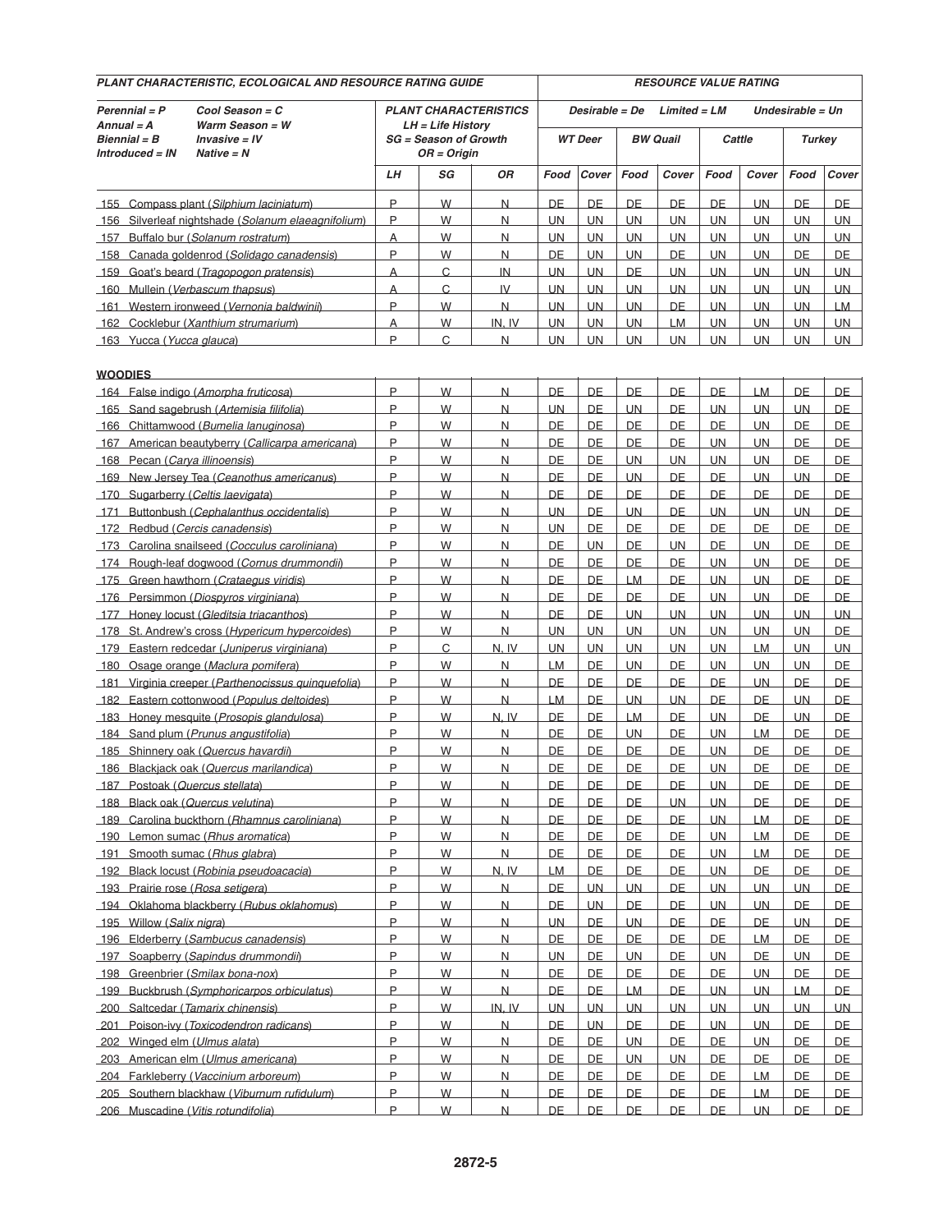| PLANT CHARACTERISTIC, ECOLOGICAL AND RESOURCE RATING GUIDE | | | | RESOURCE VALUE RATING | | | | | | | |
|---|---|---|---|---|---|---|---|---|---|---|---|
| Perennial = P Cool Season = C<br>Annual = A Warm Season = W<br>Biennial = B Invasive = IV<br>Introduced = IN Native = N | PLANT CHARACTERISTICS<br>LH = Life History<br>SG = Season of Growth<br>OR = Origin | | | Desirable = De Limited = LM Undesirable = Un | | | | | | | |
| | | | | WT Deer | | BW Quail | | Cattle | | Turkey | |
| | LH | SG | OR | Food | Cover | Food | Cover | Food | Cover | Food | Cover |
| 155 Compass plant (*Silphium laciniatum*) | P | W | N | DE | DE | DE | DE | DE | UN | DE | DE |
| 156 Silverleaf nightshade (*Solanum elaeagnifolium*) | P | W | N | UN | UN | UN | UN | UN | UN | UN | UN |
| 157 Buffalo bur (*Solanum rostratum*) | A | W | N | UN | UN | UN | UN | UN | UN | UN | UN |
| 158 Canada goldenrod (*Solidago canadensis*) | P | W | N | DE | UN | UN | DE | UN | UN | DE | DE |
| 159 Goat's beard (*Tragopogon pratensis*) | A | C | IN | UN | UN | DE | UN | UN | UN | UN | UN |
| 160 Mullein (*Verbascum thapsus*) | A | C | IV | UN | UN | UN | UN | UN | UN | UN | UN |
| 161 Western ironweed (*Vernonia baldwinii*) | P | W | N | UN | UN | UN | DE | UN | UN | UN | LM |
| 162 Cocklebur (*Xanthium strumarium*) | A | W | IN, IV | UN | UN | UN | LM | UN | UN | UN | UN |
| 163 Yucca (*Yucca glauca*) | P | C | N | UN | UN | UN | UN | UN | UN | UN | UN |
| **WOODIES** | | | | | | | | | | | |
| 164 False indigo (*Amorpha fruticosa*) | P | W | N | DE | DE | DE | DE | DE | LM | DE | DE |
| 165 Sand sagebrush (*Artemisia filifolia*) | P | W | N | UN | DE | UN | DE | UN | UN | UN | DE |
| 166 Chittamwood (*Bumelia lanuginosa*) | P | W | N | DE | DE | DE | DE | DE | UN | DE | DE |
| 167 American beautyberry (*Callicarpa americana*) | P | W | N | DE | DE | DE | DE | UN | UN | DE | DE |
| 168 Pecan (*Carya illinoensis*) | P | W | N | DE | DE | UN | UN | UN | UN | DE | DE |
| 169 New Jersey Tea (*Ceanothus americanus*) | P | W | N | DE | DE | UN | DE | DE | UN | UN | DE |
| 170 Sugarberry (*Celtis laevigata*) | P | W | N | DE | DE | DE | DE | DE | DE | DE | DE |
| 171 Buttonbush (*Cephalanthus occidentalis*) | P | W | N | UN | DE | UN | DE | UN | UN | UN | DE |
| 172 Redbud (*Cercis canadensis*) | P | W | N | UN | DE | DE | DE | DE | DE | DE | DE |
| 173 Carolina snailseed (*Cocculus caroliniana*) | P | W | N | DE | UN | DE | UN | DE | UN | DE | DE |
| 174 Rough-leaf dogwood (*Cornus drummondii*) | P | W | N | DE | DE | DE | DE | UN | UN | DE | DE |
| 175 Green hawthorn (*Crataegus viridis*) | P | W | N | DE | DE | LM | DE | UN | UN | DE | DE |
| 176 Persimmon (*Diospyros virginiana*) | P | W | N | DE | DE | DE | DE | UN | UN | DE | DE |
| 177 Honey locust (*Gleditsia triacanthos*) | P | W | N | DE | DE | UN | UN | UN | UN | UN | UN |
| 178 St. Andrew's cross (*Hypericum hypercoides*) | P | W | N | UN | UN | UN | UN | UN | UN | UN | DE |
| 179 Eastern redcedar (*Juniperus virginiana*) | P | C | N, IV | UN | UN | UN | UN | UN | LM | UN | UN |
| 180 Osage orange (*Maclura pomifera*) | P | W | N | LM | DE | UN | DE | UN | UN | UN | DE |
| 181 Virginia creeper (*Parthenocissus quinquefolia*) | P | W | N | DE | DE | DE | DE | DE | UN | DE | DE |
| 182 Eastern cottonwood (*Populus deltoides*) | P | W | N | LM | DE | UN | UN | DE | DE | UN | DE |
| 183 Honey mesquite (*Prosopis glandulosa*) | P | W | N, IV | DE | DE | LM | DE | UN | DE | UN | DE |
| 184 Sand plum (*Prunus angustifolia*) | P | W | N | DE | DE | UN | DE | UN | LM | DE | DE |
| 185 Shinnery oak (*Quercus havardii*) | P | W | N | DE | DE | DE | DE | UN | DE | DE | DE |
| 186 Blackjack oak (*Quercus marilandica*) | P | W | N | DE | DE | DE | DE | UN | DE | DE | DE |
| 187 Postoak (*Quercus stellata*) | P | W | N | DE | DE | DE | DE | UN | DE | DE | DE |
| 188 Black oak (*Quercus velutina*) | P | W | N | DE | DE | DE | UN | UN | DE | DE | DE |
| 189 Carolina buckthorn (*Rhamnus caroliniana*) | P | W | N | DE | DE | DE | DE | UN | LM | DE | DE |
| 190 Lemon sumac (*Rhus aromatica*) | P | W | N | DE | DE | DE | DE | UN | LM | DE | DE |
| 191 Smooth sumac (*Rhus glabra*) | P | W | N | DE | DE | DE | DE | UN | LM | DE | DE |
| 192 Black locust (*Robinia pseudoacacia*) | P | W | N, IV | LM | DE | DE | DE | UN | DE | DE | DE |
| 193 Prairie rose (*Rosa setigera*) | P | W | N | DE | UN | UN | DE | UN | UN | UN | DE |
| 194 Oklahoma blackberry (*Rubus oklahomus*) | P | W | N | DE | UN | DE | DE | UN | UN | DE | DE |
| 195 Willow (*Salix nigra*) | P | W | N | UN | DE | UN | DE | DE | DE | UN | DE |
| 196 Elderberry (*Sambucus canadensis*) | P | W | N | DE | DE | DE | DE | DE | LM | DE | DE |
| 197 Soapberry (*Sapindus drummondii*) | P | W | N | UN | DE | UN | DE | UN | DE | UN | DE |
| 198 Greenbrier (*Smilax bona-nox*) | P | W | N | DE | DE | DE | DE | DE | UN | DE | DE |
| 199 Buckbrush (*Symphoricarpos orbiculatus*) | P | W | N | DE | DE | LM | DE | UN | UN | LM | DE |
| 200 Saltcedar (*Tamarix chinensis*) | P | W | IN, IV | UN | UN | UN | UN | UN | UN | UN | UN |
| 201 Poison-ivy (*Toxicodendron radicans*) | P | W | N | DE | UN | DE | DE | UN | UN | DE | DE |
| 202 Winged elm (*Ulmus alata*) | P | W | N | DE | DE | UN | DE | DE | UN | DE | DE |
| 203 American elm (*Ulmus americana*) | P | W | N | DE | DE | UN | UN | DE | DE | DE | DE |
| 204 Farkleberry (*Vaccinium arboreum*) | P | W | N | DE | DE | DE | DE | DE | LM | DE | DE |
| 205 Southern blackhaw (*Viburnum rufidulum*) | P | W | N | DE | DE | DE | DE | DE | LM | DE | DE |
| 206 Muscadine (*Vitis rotundifolia*) | P | W | N | DE | DE | DE | DE | DE | UN | DE | DE |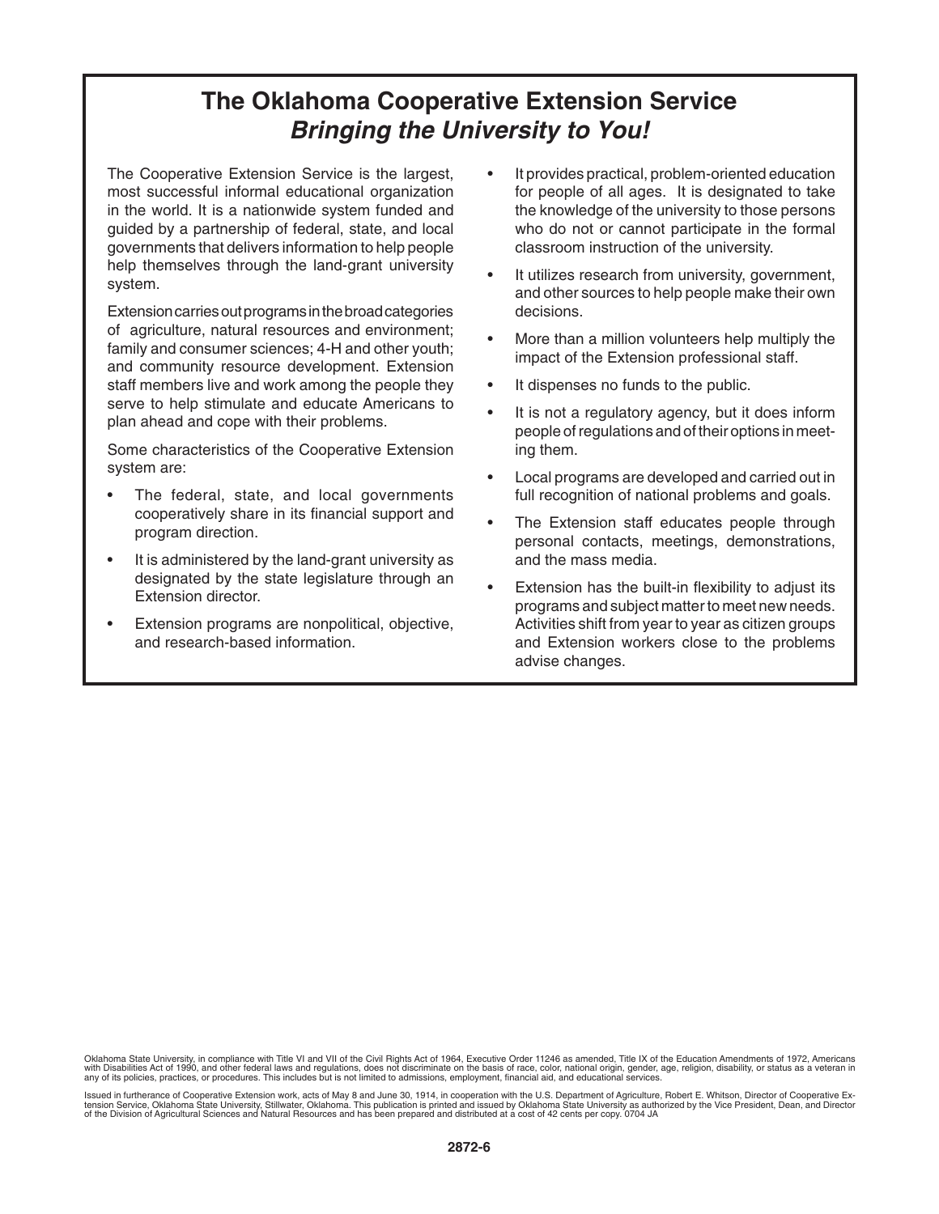## The Oklahoma Cooperative Extension Service
### *Bringing the University to You!*

The Cooperative Extension Service is the largest, most successful informal educational organization in the world. It is a nationwide system funded and guided by a partnership of federal, state, and local governments that delivers information to help people help themselves through the land-grant university system.

Extension carries out programs in the broad categories of agriculture, natural resources and environment; family and consumer sciences; 4-H and other youth; and community resource development. Extension staff members live and work among the people they serve to help stimulate and educate Americans to plan ahead and cope with their problems.

Some characteristics of the Cooperative Extension system are:

- The federal, state, and local governments cooperatively share in its financial support and program direction.
- It is administered by the land-grant university as designated by the state legislature through an Extension director.
- Extension programs are nonpolitical, objective, and research-based information.
- It provides practical, problem-oriented education for people of all ages. It is designated to take the knowledge of the university to those persons who do not or cannot participate in the formal classroom instruction of the university.
- It utilizes research from university, government, and other sources to help people make their own decisions.
- More than a million volunteers help multiply the impact of the Extension professional staff.
- It dispenses no funds to the public.
- It is not a regulatory agency, but it does inform people of regulations and of their options in meeting them.
- Local programs are developed and carried out in full recognition of national problems and goals.
- The Extension staff educates people through personal contacts, meetings, demonstrations, and the mass media.
- Extension has the built-in flexibility to adjust its programs and subject matter to meet new needs. Activities shift from year to year as citizen groups and Extension workers close to the problems advise changes.

Oklahoma State University, in compliance with Title VI and VII of the Civil Rights Act of 1964, Executive Order 11246 as amended, Title IX of the Education Amendments of 1972, Americans with Disabilities Act of 1990, and other federal laws and regulations, does not discriminate on the basis of race, color, national origin, gender, age, religion, disability, or status as a veteran in any of its policies, practices, or procedures. This includes but is not limited to admissions, employment, financial aid, and educational services.

Issued in furtherance of Cooperative Extension work, acts of May 8 and June 30, 1914, in cooperation with the U.S. Department of Agriculture, Robert E. Whitson, Director of Cooperative Extension Service, Oklahoma State University, Stillwater, Oklahoma. This publication is printed and issued by Oklahoma State University as authorized by the Vice President, Dean, and Director of the Division of Agricultural Sciences and Natural Resources and has been prepared and distributed at a cost of 42 cents per copy. 0704 JA

**2872-6**